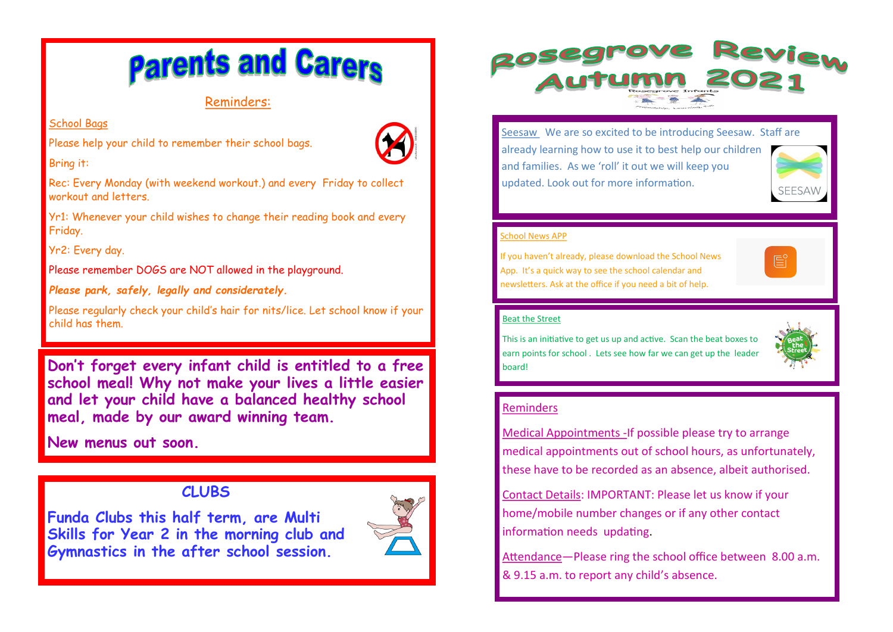# Parents and Carers

## Reminders:

**School Bags**

Please help your child to remember their school bags.

Bring it:

Rec: Every Monday (with weekend workout.) and every Friday to collect workout and letters.

Yr1: Whenever your child wishes to change their reading book and every Friday.

Yr2: Every day.

Please remember DOGS are NOT allowed in the playground.

***Please park, safely, legally and considerately.***

Please regularly check your child's hair for nits/lice. Let school know if your child has them.

**Don't forget every infant child is entitled to a free school meal! Why not make your lives a little easier and let your child have a balanced healthy school meal, made by our award winning team.**

**New menus out soon.**

## CLUBS

**Funda Clubs this half term, are Multi Skills for Year 2 in the morning club and Gymnastics in the after school session.**

# Rosegrove Review Autumn 2021

Rosegrove Infants

Friendship, Learning, Fun

**Seesaw** We are so excited to be introducing Seesaw. Staff are already learning how to use it to best help our children and families. As we 'roll' it out we will keep you updated. Look out for more information.

SEESAW

**School News APP**

If you haven't already, please download the School News App. It's a quick way to see the school calendar and newsletters. Ask at the office if you need a bit of help.

**Beat the Street**

This is an initiative to get us up and active. Scan the beat boxes to earn points for school . Lets see how far we can get up the leader board!

## Reminders

**Medical Appointments** -If possible please try to arrange medical appointments out of school hours, as unfortunately, these have to be recorded as an absence, albeit authorised.

**Contact Details**: IMPORTANT: Please let us know if your home/mobile number changes or if any other contact information needs updating.

**Attendance**—Please ring the school office between 8.00 a.m. & 9.15 a.m. to report any child's absence.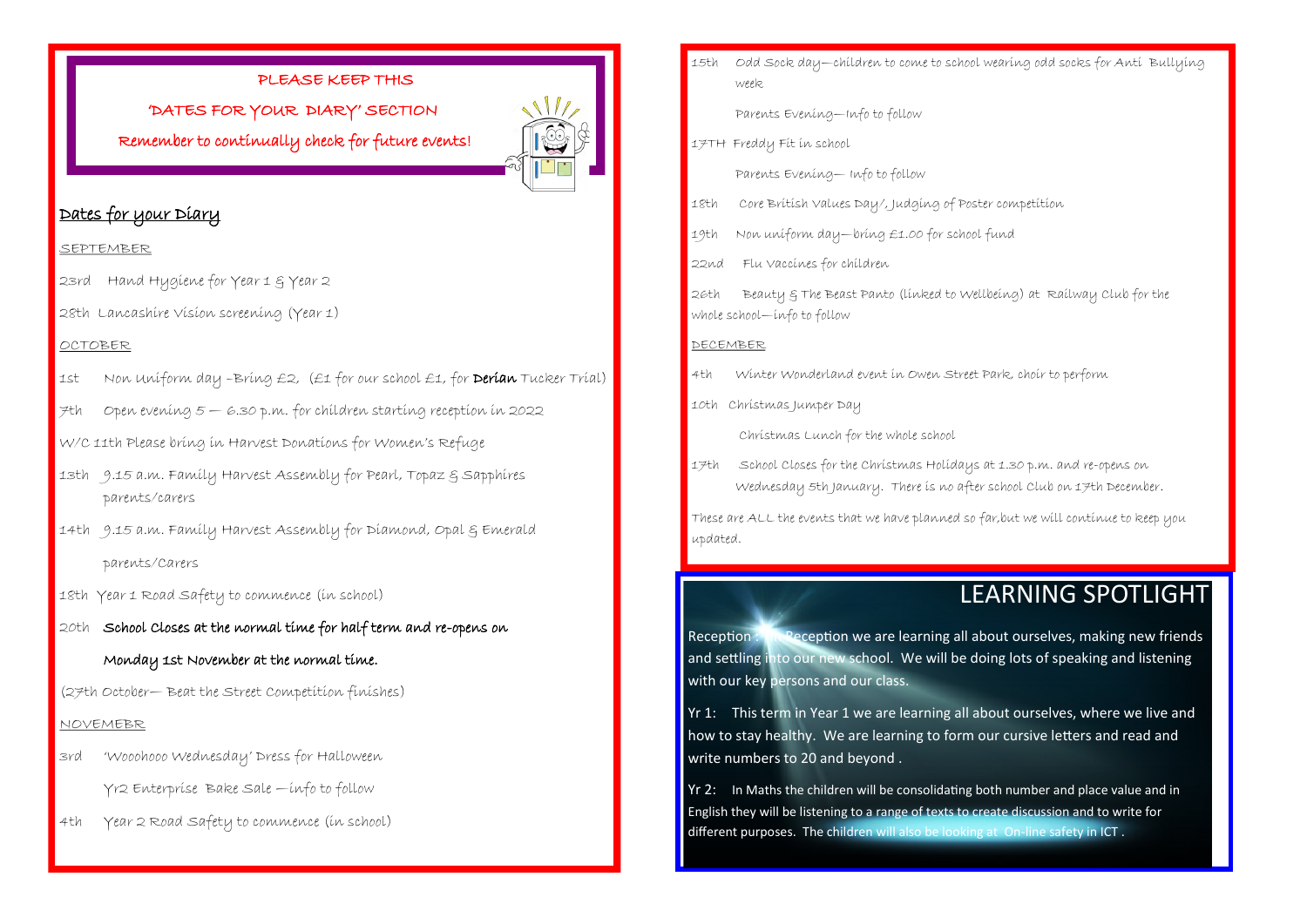PLEASE KEEP THIS

'DATES FOR YOUR DIARY' SECTION

Remember to continually check for future events!

## Dates for your Diary

SEPTEMBER

23rd Hand Hygiene for Year 1 & Year 2

28th Lancashire Vision screening (Year 1)

OCTOBER

1st Non Uniform day -Bring £2, (£1 for our school £1, for **Derian** Tucker Trial)

7th Open evening 5 — 6.30 p.m. for children starting reception in 2022

W/C 11th Please bring in Harvest Donations for Women's Refuge

13th 9.15 a.m. Family Harvest Assembly for Pearl, Topaz & Sapphires parents/carers

14th 9.15 a.m. Family Harvest Assembly for Diamond, Opal & Emerald parents/Carers

18th Year 1 Road Safety to commence (in school)

20th **School Closes at the normal time for half term and re-opens on Monday 1st November at the normal time.**

(27th October— Beat the Street Competition finishes)

NOVEMEBR

3rd 'Wooohooo Wednesday' Dress for Halloween

Yr2 Enterprise Bake Sale —info to follow

4th Year 2 Road Safety to commence (in school)

15th Odd Sock day—children to come to school wearing odd socks for Anti Bullying week

Parents Evening—Info to follow

17TH Freddy Fit in school

Parents Evening— Info to follow

18th Core British Values Day/ Judging of Poster competition

19th Non uniform day—bring £1.00 for school fund

22nd Flu Vaccines for children

26th Beauty & The Beast Panto (linked to Wellbeing) at Railway Club for the whole school—info to follow

DECEMBER

4th Winter Wonderland event in Owen Street Park, choir to perform

10th Christmas Jumper Day

Christmas Lunch for the whole school

17th School Closes for the Christmas Holidays at 1.30 p.m. and re-opens on Wednesday 5th January. There is no after school Club on 17th December.

These are ALL the events that we have planned so far,but we will continue to keep you updated.

## LEARNING SPOTLIGHT

Reception : In Reception we are learning all about ourselves, making new friends and settling into our new school. We will be doing lots of speaking and listening with our key persons and our class.

Yr 1: This term in Year 1 we are learning all about ourselves, where we live and how to stay healthy. We are learning to form our cursive letters and read and write numbers to 20 and beyond .

Yr 2: In Maths the children will be consolidating both number and place value and in English they will be listening to a range of texts to create discussion and to write for different purposes. The children will also be looking at On-line safety in ICT .